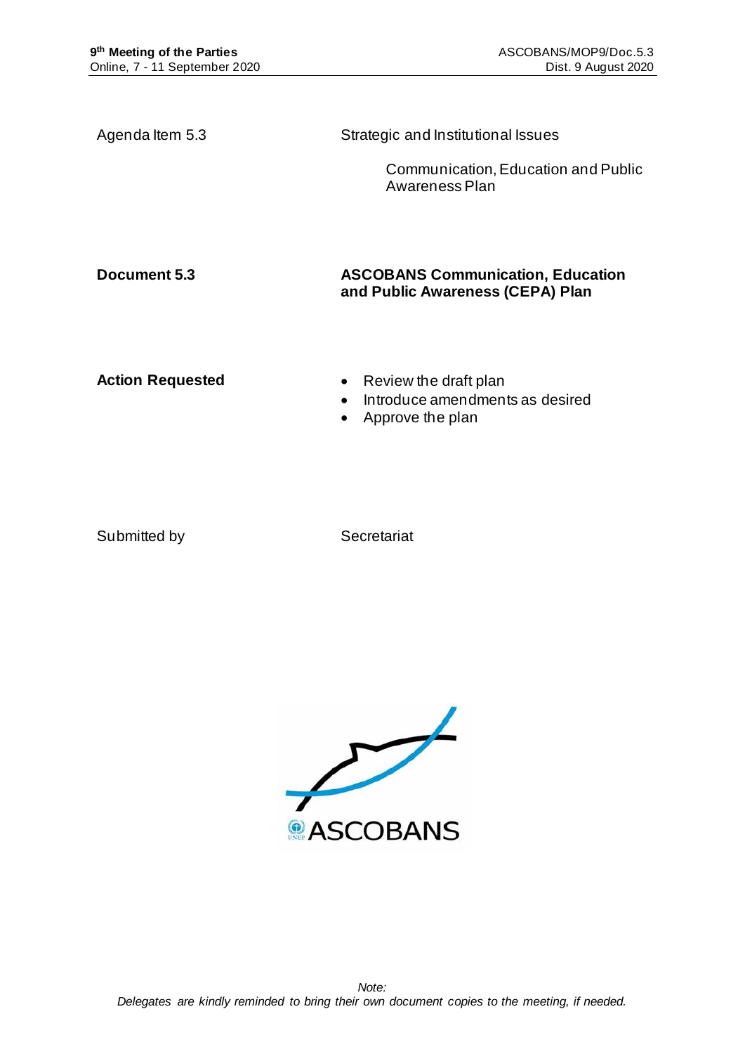Agenda Item 5.3

Strategic and Institutional Issues

Communication, Education and Public Awareness Plan

**Document 5.3**

**ASCOBANS Communication, Education and Public Awareness (CEPA) Plan**

**Action Requested**

- Review the draft plan
- Introduce amendments as desired
- Approve the plan

Submitted by

Secretariat

*Note:*
*Delegates are kindly reminded to bring their own document copies to the meeting, if needed.*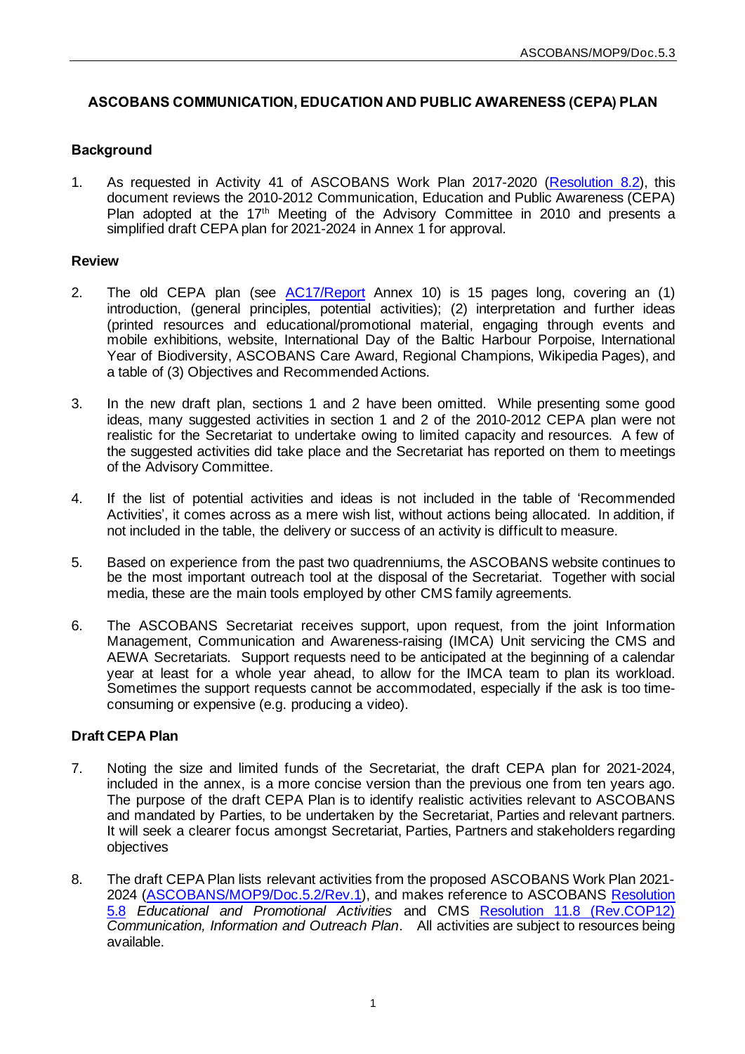## ASCOBANS COMMUNICATION, EDUCATION AND PUBLIC AWARENESS (CEPA) PLAN

### Background

1. As requested in Activity 41 of ASCOBANS Work Plan 2017-2020 (Resolution 8.2), this document reviews the 2010-2012 Communication, Education and Public Awareness (CEPA) Plan adopted at the 17th Meeting of the Advisory Committee in 2010 and presents a simplified draft CEPA plan for 2021-2024 in Annex 1 for approval.

### Review

2. The old CEPA plan (see AC17/Report Annex 10) is 15 pages long, covering an (1) introduction, (general principles, potential activities); (2) interpretation and further ideas (printed resources and educational/promotional material, engaging through events and mobile exhibitions, website, International Day of the Baltic Harbour Porpoise, International Year of Biodiversity, ASCOBANS Care Award, Regional Champions, Wikipedia Pages), and a table of (3) Objectives and Recommended Actions.

3. In the new draft plan, sections 1 and 2 have been omitted. While presenting some good ideas, many suggested activities in section 1 and 2 of the 2010-2012 CEPA plan were not realistic for the Secretariat to undertake owing to limited capacity and resources. A few of the suggested activities did take place and the Secretariat has reported on them to meetings of the Advisory Committee.

4. If the list of potential activities and ideas is not included in the table of 'Recommended Activities', it comes across as a mere wish list, without actions being allocated. In addition, if not included in the table, the delivery or success of an activity is difficult to measure.

5. Based on experience from the past two quadrenniums, the ASCOBANS website continues to be the most important outreach tool at the disposal of the Secretariat. Together with social media, these are the main tools employed by other CMS family agreements.

6. The ASCOBANS Secretariat receives support, upon request, from the joint Information Management, Communication and Awareness-raising (IMCA) Unit servicing the CMS and AEWA Secretariats. Support requests need to be anticipated at the beginning of a calendar year at least for a whole year ahead, to allow for the IMCA team to plan its workload. Sometimes the support requests cannot be accommodated, especially if the ask is too time-consuming or expensive (e.g. producing a video).

### Draft CEPA Plan

7. Noting the size and limited funds of the Secretariat, the draft CEPA plan for 2021-2024, included in the annex, is a more concise version than the previous one from ten years ago. The purpose of the draft CEPA Plan is to identify realistic activities relevant to ASCOBANS and mandated by Parties, to be undertaken by the Secretariat, Parties and relevant partners. It will seek a clearer focus amongst Secretariat, Parties, Partners and stakeholders regarding objectives

8. The draft CEPA Plan lists relevant activities from the proposed ASCOBANS Work Plan 2021-2024 (ASCOBANS/MOP9/Doc.5.2/Rev.1), and makes reference to ASCOBANS Resolution 5.8 *Educational and Promotional Activities* and CMS Resolution 11.8 (Rev.COP12) *Communication, Information and Outreach Plan*. All activities are subject to resources being available.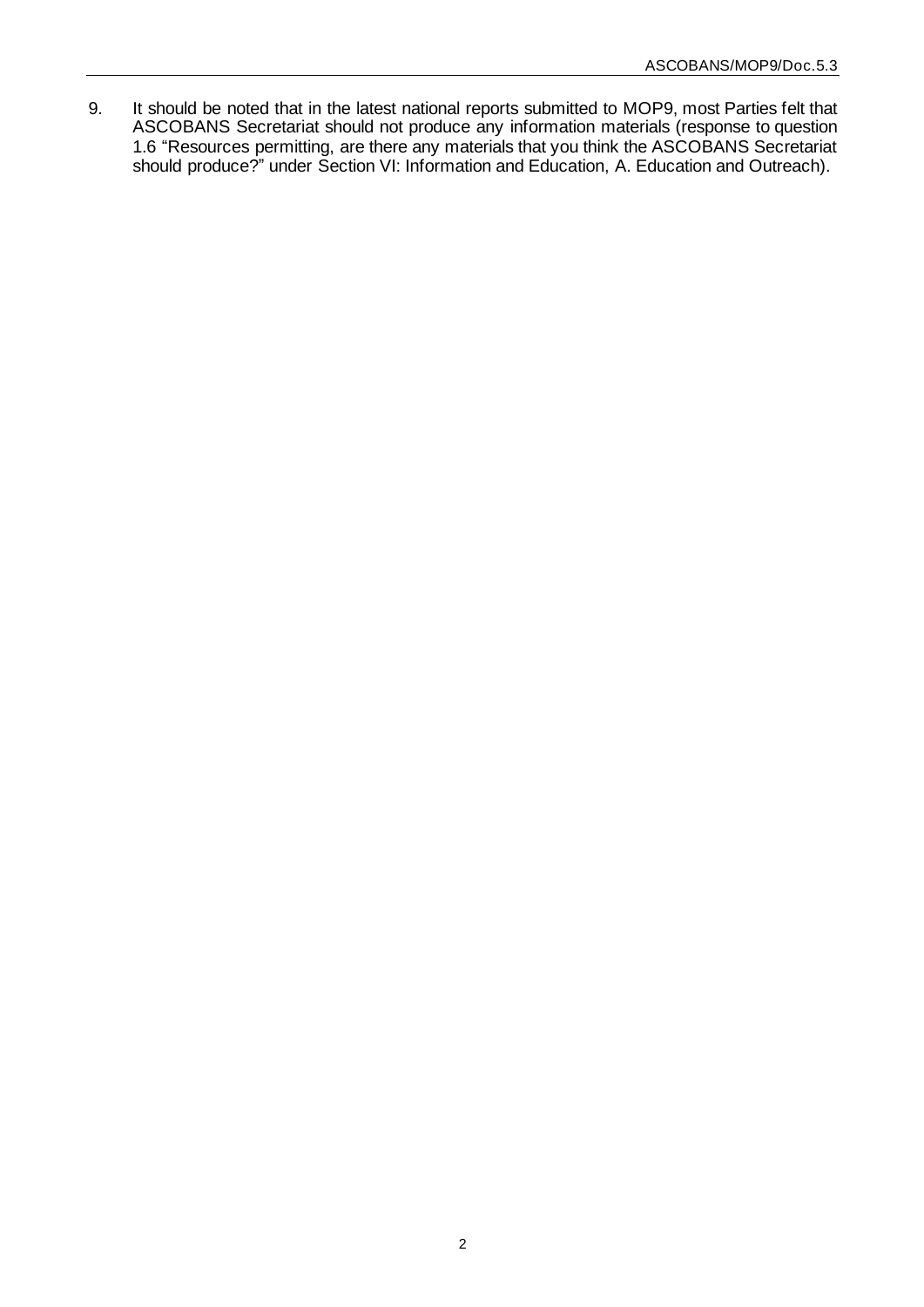9. It should be noted that in the latest national reports submitted to MOP9, most Parties felt that ASCOBANS Secretariat should not produce any information materials (response to question 1.6 "Resources permitting, are there any materials that you think the ASCOBANS Secretariat should produce?" under Section VI: Information and Education, A. Education and Outreach).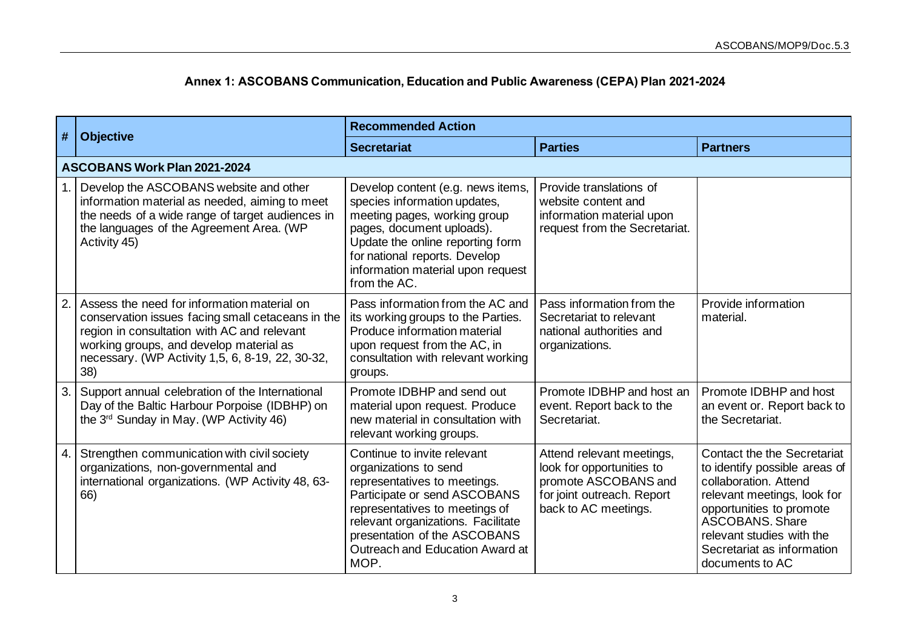**Annex 1: ASCOBANS Communication, Education and Public Awareness (CEPA) Plan 2021-2024**

| # | Objective | Recommended Action | | |
|---|---|---|---|---|
| | | **Secretariat** | **Parties** | **Partners** |
| **ASCOBANS Work Plan 2021-2024** | | | | |
| 1. | Develop the ASCOBANS website and other information material as needed, aiming to meet the needs of a wide range of target audiences in the languages of the Agreement Area. (WP Activity 45) | Develop content (e.g. news items, species information updates, meeting pages, working group pages, document uploads). Update the online reporting form for national reports. Develop information material upon request from the AC. | Provide translations of website content and information material upon request from the Secretariat. | |
| 2. | Assess the need for information material on conservation issues facing small cetaceans in the region in consultation with AC and relevant working groups, and develop material as necessary. (WP Activity 1,5, 6, 8-19, 22, 30-32, 38) | Pass information from the AC and its working groups to the Parties. Produce information material upon request from the AC, in consultation with relevant working groups. | Pass information from the Secretariat to relevant national authorities and organizations. | Provide information material. |
| 3. | Support annual celebration of the International Day of the Baltic Harbour Porpoise (IDBHP) on the 3rd Sunday in May. (WP Activity 46) | Promote IDBHP and send out material upon request. Produce new material in consultation with relevant working groups. | Promote IDBHP and host an event. Report back to the Secretariat. | Promote IDBHP and host an event or. Report back to the Secretariat. |
| 4. | Strengthen communication with civil society organizations, non-governmental and international organizations. (WP Activity 48, 63-66) | Continue to invite relevant organizations to send representatives to meetings. Participate or send ASCOBANS representatives to meetings of relevant organizations. Facilitate presentation of the ASCOBANS Outreach and Education Award at MOP. | Attend relevant meetings, look for opportunities to promote ASCOBANS and for joint outreach. Report back to AC meetings. | Contact the the Secretariat to identify possible areas of collaboration. Attend relevant meetings, look for opportunities to promote ASCOBANS. Share relevant studies with the Secretariat as information documents to AC |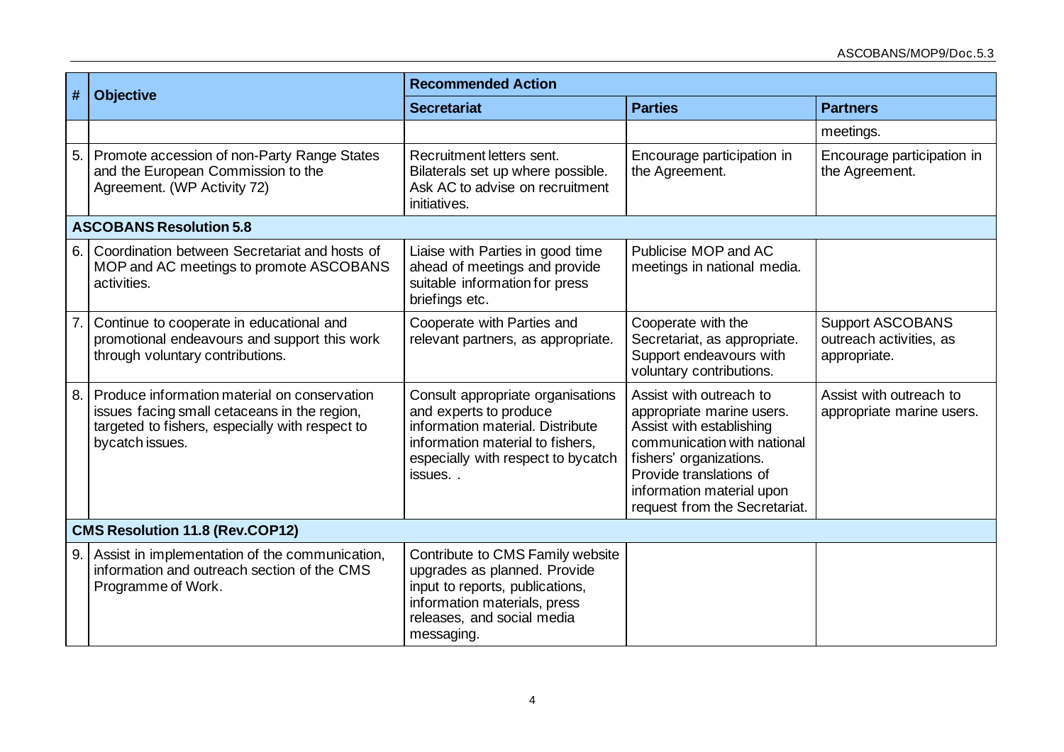| # | Objective | Recommended Action | | |
|---|---|---|---|---|
| | | Secretariat | Parties | Partners |
| | | | | meetings. |
| 5. | Promote accession of non-Party Range States and the European Commission to the Agreement. (WP Activity 72) | Recruitment letters sent. Bilaterals set up where possible. Ask AC to advise on recruitment initiatives. | Encourage participation in the Agreement. | Encourage participation in the Agreement. |
| **ASCOBANS Resolution 5.8** | | | | |
| 6. | Coordination between Secretariat and hosts of MOP and AC meetings to promote ASCOBANS activities. | Liaise with Parties in good time ahead of meetings and provide suitable information for press briefings etc. | Publicise MOP and AC meetings in national media. | |
| 7. | Continue to cooperate in educational and promotional endeavours and support this work through voluntary contributions. | Cooperate with Parties and relevant partners, as appropriate. | Cooperate with the Secretariat, as appropriate. Support endeavours with voluntary contributions. | Support ASCOBANS outreach activities, as appropriate. |
| 8. | Produce information material on conservation issues facing small cetaceans in the region, targeted to fishers, especially with respect to bycatch issues. | Consult appropriate organisations and experts to produce information material. Distribute information material to fishers, especially with respect to bycatch issues. . | Assist with outreach to appropriate marine users. Assist with establishing communication with national fishers' organizations. Provide translations of information material upon request from the Secretariat. | Assist with outreach to appropriate marine users. |
| **CMS Resolution 11.8 (Rev.COP12)** | | | | |
| 9. | Assist in implementation of the communication, information and outreach section of the CMS Programme of Work. | Contribute to CMS Family website upgrades as planned. Provide input to reports, publications, information materials, press releases, and social media messaging. | | |